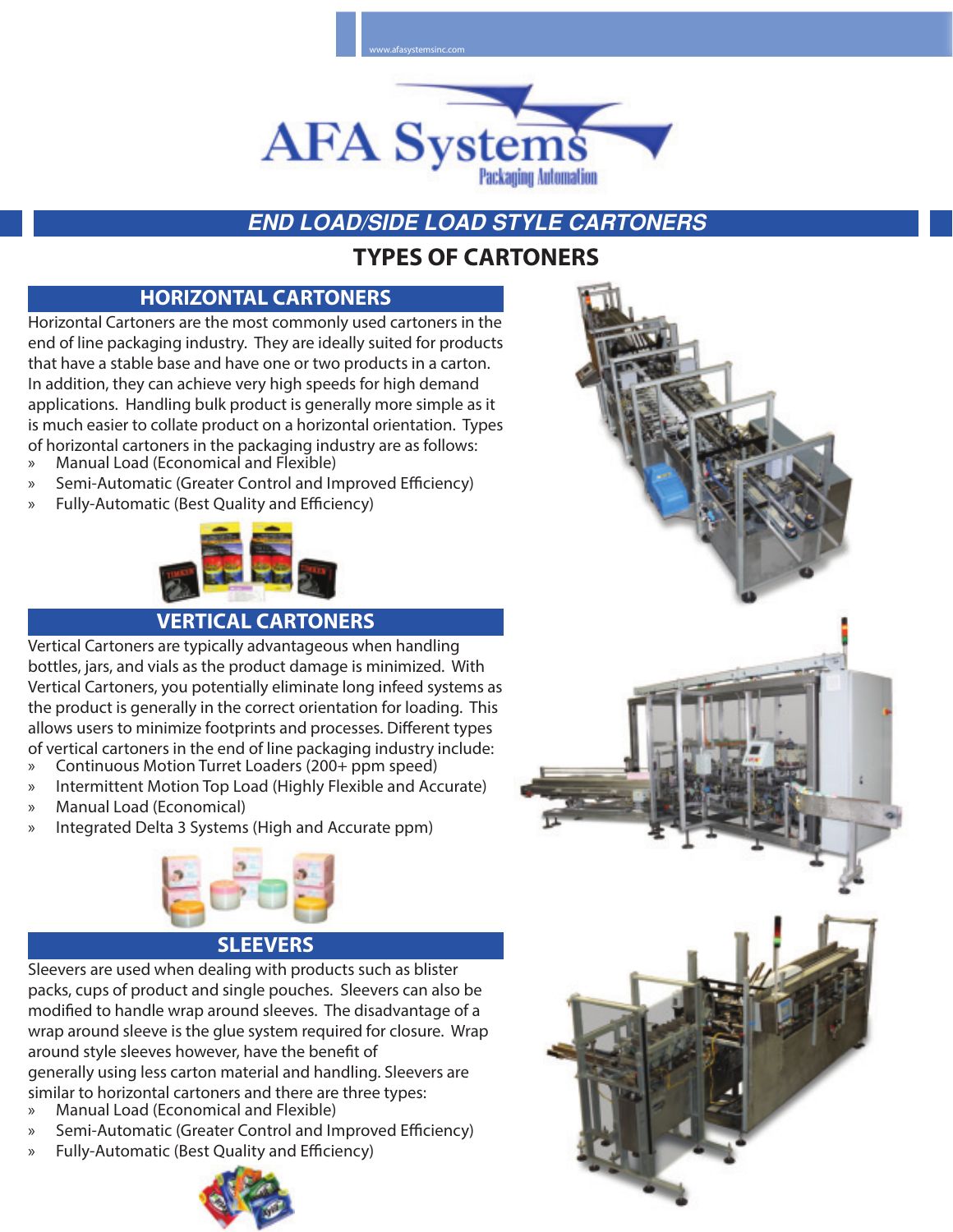www.afasystemsinc.com

# AFA Systems

Packaging Automation

## *END LOAD/SIDE LOAD STYLE CARTONERS*

## TYPES OF CARTONERS

### HORIZONTAL CARTONERS

Horizontal Cartoners are the most commonly used cartoners in the end of line packaging industry. They are ideally suited for products that have a stable base and have one or two products in a carton. In addition, they can achieve very high speeds for high demand applications. Handling bulk product is generally more simple as it is much easier to collate product on a horizontal orientation. Types of horizontal cartoners in the packaging industry are as follows:

- Manual Load (Economical and Flexible)
- Semi-Automatic (Greater Control and Improved Efficiency)
- Fully-Automatic (Best Quality and Efficiency)

### VERTICAL CARTONERS

Vertical Cartoners are typically advantageous when handling bottles, jars, and vials as the product damage is minimized. With Vertical Cartoners, you potentially eliminate long infeed systems as the product is generally in the correct orientation for loading. This allows users to minimize footprints and processes. Different types of vertical cartoners in the end of line packaging industry include:

- Continuous Motion Turret Loaders (200+ ppm speed)
- Intermittent Motion Top Load (Highly Flexible and Accurate)
- Manual Load (Economical)
- Integrated Delta 3 Systems (High and Accurate ppm)

### SLEEVERS

Sleevers are used when dealing with products such as blister packs, cups of product and single pouches. Sleevers can also be modified to handle wrap around sleeves. The disadvantage of a wrap around sleeve is the glue system required for closure. Wrap around style sleeves however, have the benefit of generally using less carton material and handling. Sleevers are similar to horizontal cartoners and there are three types:

- Manual Load (Economical and Flexible)
- Semi-Automatic (Greater Control and Improved Efficiency)
- Fully-Automatic (Best Quality and Efficiency)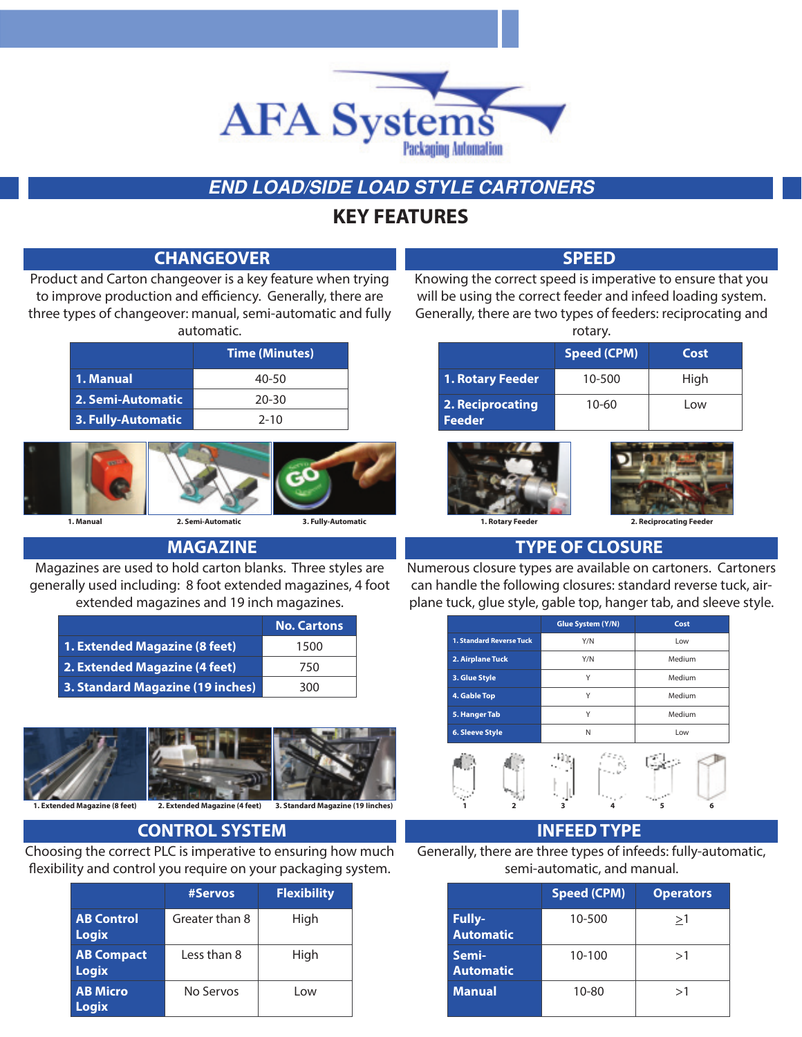# AFA Systems

Packaging Automation

## END LOAD/SIDE LOAD STYLE CARTONERS

## KEY FEATURES

### CHANGEOVER

Product and Carton changeover is a key feature when trying to improve production and efficiency. Generally, there are three types of changeover: manual, semi-automatic and fully automatic.

| | Time (Minutes) |
|---|---|
| 1. Manual | 40-50 |
| 2. Semi-Automatic | 20-30 |
| 3. Fully-Automatic | 2-10 |

1. Manual 2. Semi-Automatic 3. Fully-Automatic

### SPEED

Knowing the correct speed is imperative to ensure that you will be using the correct feeder and infeed loading system. Generally, there are two types of feeders: reciprocating and rotary.

| | Speed (CPM) | Cost |
|---|---|---|
| 1. Rotary Feeder | 10-500 | High |
| 2. Reciprocating Feeder | 10-60 | Low |

1. Rotary Feeder 2. Reciprocating Feeder

### MAGAZINE

Magazines are used to hold carton blanks. Three styles are generally used including: 8 foot extended magazines, 4 foot extended magazines and 19 inch magazines.

| | No. Cartons |
|---|---|
| 1. Extended Magazine (8 feet) | 1500 |
| 2. Extended Magazine (4 feet) | 750 |
| 3. Standard Magazine (19 inches) | 300 |

1. Extended Magazine (8 feet) 2. Extended Magazine (4 feet) 3. Standard Magazine (19 linches)

### TYPE OF CLOSURE

Numerous closure types are available on cartoners. Cartoners can handle the following closures: standard reverse tuck, air-plane tuck, glue style, gable top, hanger tab, and sleeve style.

| | Glue System (Y/N) | Cost |
|---|---|---|
| 1. Standard Reverse Tuck | Y/N | Low |
| 2. Airplane Tuck | Y/N | Medium |
| 3. Glue Style | Y | Medium |
| 4. Gable Top | Y | Medium |
| 5. Hanger Tab | Y | Medium |
| 6. Sleeve Style | N | Low |

1 2 3 4 5 6

### CONTROL SYSTEM

Choosing the correct PLC is imperative to ensuring how much flexibility and control you require on your packaging system.

| | #Servos | Flexibility |
|---|---|---|
| AB Control Logix | Greater than 8 | High |
| AB Compact Logix | Less than 8 | High |
| AB Micro Logix | No Servos | Low |

### INFEED TYPE

Generally, there are three types of infeeds: fully-automatic, semi-automatic, and manual.

| | Speed (CPM) | Operators |
|---|---|---|
| Fully-Automatic | 10-500 | ≥1 |
| Semi-Automatic | 10-100 | >1 |
| Manual | 10-80 | >1 |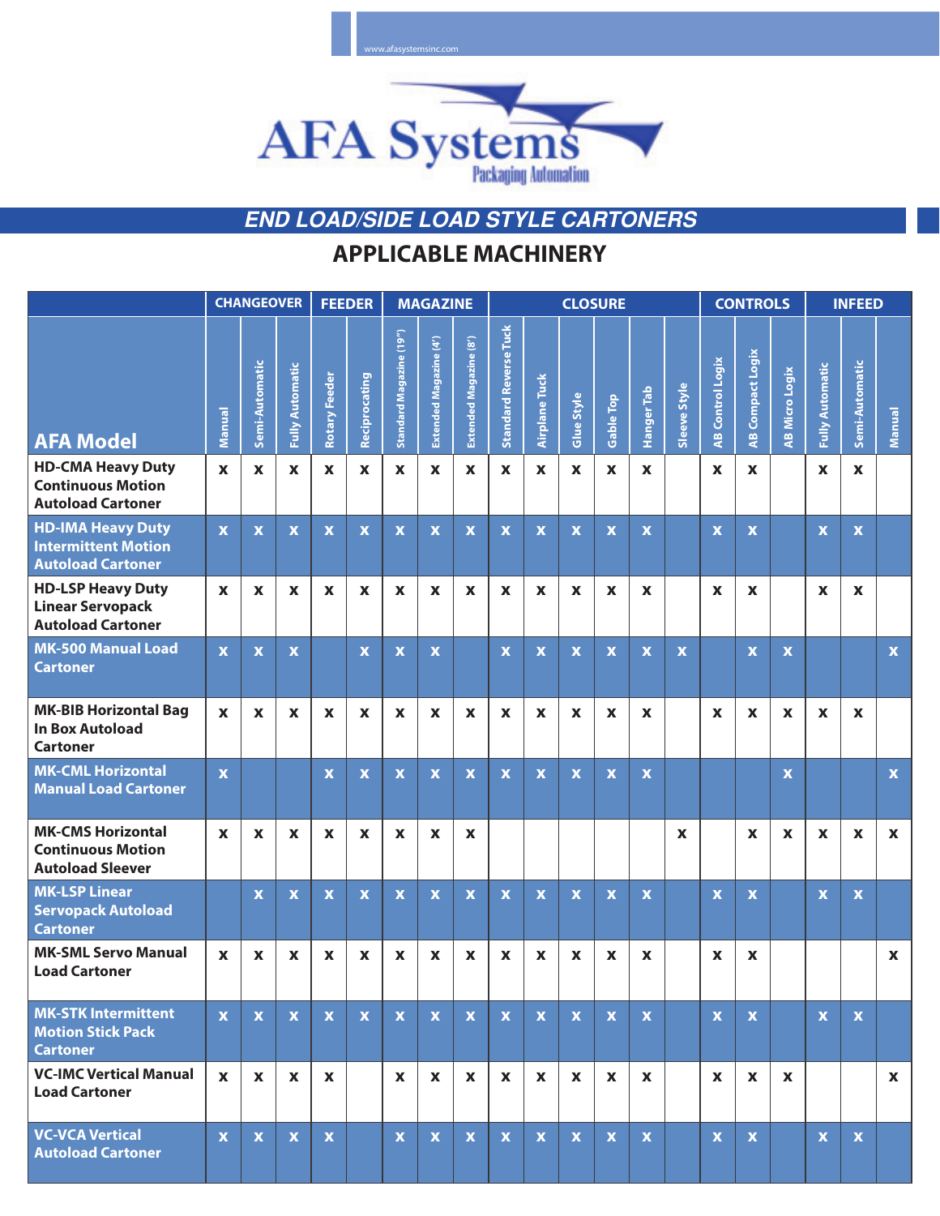www.afasystemsinc.com

AFA Systems
Packaging Automation

## *END LOAD/SIDE LOAD STYLE CARTONERS*

## APPLICABLE MACHINERY

| | CHANGEOVER | | | FEEDER | | MAGAZINE | | | CLOSURE | | | | | | CONTROLS | | | INFEED | | |
|---|---|---|---|---|---|---|---|---|---|---|---|---|---|---|---|---|---|---|---|---|
| **AFA Model** | Manual | Semi-Automatic | Fully Automatic | Rotary Feeder | Reciprocating | Standard Magazine (19") | Extended Magazine (4') | Extended Magazine (8') | Standard Reverse Tuck | Airplane Tuck | Glue Style | Gable Top | Hanger Tab | Sleeve Style | AB Control Logix | AB Compact Logix | AB Micro Logix | Fully Automatic | Semi-Automatic | Manual |
| **HD-CMA Heavy Duty Continuous Motion Autoload Cartoner** | X | X | X | X | X | X | X | X | X | X | X | X | X | | X | X | | X | X | |
| **HD-IMA Heavy Duty Intermittent Motion Autoload Cartoner** | X | X | X | X | X | X | X | X | X | X | X | X | X | | X | X | | X | X | |
| **HD-LSP Heavy Duty Linear Servopack Autoload Cartoner** | X | X | X | X | X | X | X | X | X | X | X | X | X | | X | X | | X | X | |
| **MK-500 Manual Load Cartoner** | X | X | X | | X | X | X | | X | X | X | X | X | X | | X | X | | | X |
| **MK-BIB Horizontal Bag In Box Autoload Cartoner** | X | X | X | X | X | X | X | X | X | X | X | X | X | | X | X | X | X | X | |
| **MK-CML Horizontal Manual Load Cartoner** | X | | | X | X | X | X | X | X | X | X | X | X | | | | X | | | X |
| **MK-CMS Horizontal Continuous Motion Autoload Sleever** | X | X | X | X | X | X | X | X | | | | | | X | | X | X | X | X | X |
| **MK-LSP Linear Servopack Autoload Cartoner** | | X | X | X | X | X | X | X | X | X | X | X | X | | X | X | | X | X | |
| **MK-SML Servo Manual Load Cartoner** | X | X | X | X | X | X | X | X | X | X | X | X | X | | X | X | | | | X |
| **MK-STK Intermittent Motion Stick Pack Cartoner** | X | X | X | X | X | X | X | X | X | X | X | X | X | | X | X | | X | X | |
| **VC-IMC Vertical Manual Load Cartoner** | X | X | X | X | | X | X | X | X | X | X | X | X | | X | X | X | | | X |
| **VC-VCA Vertical Autoload Cartoner** | X | X | X | X | | X | X | X | X | X | X | X | X | | X | X | | X | X | |